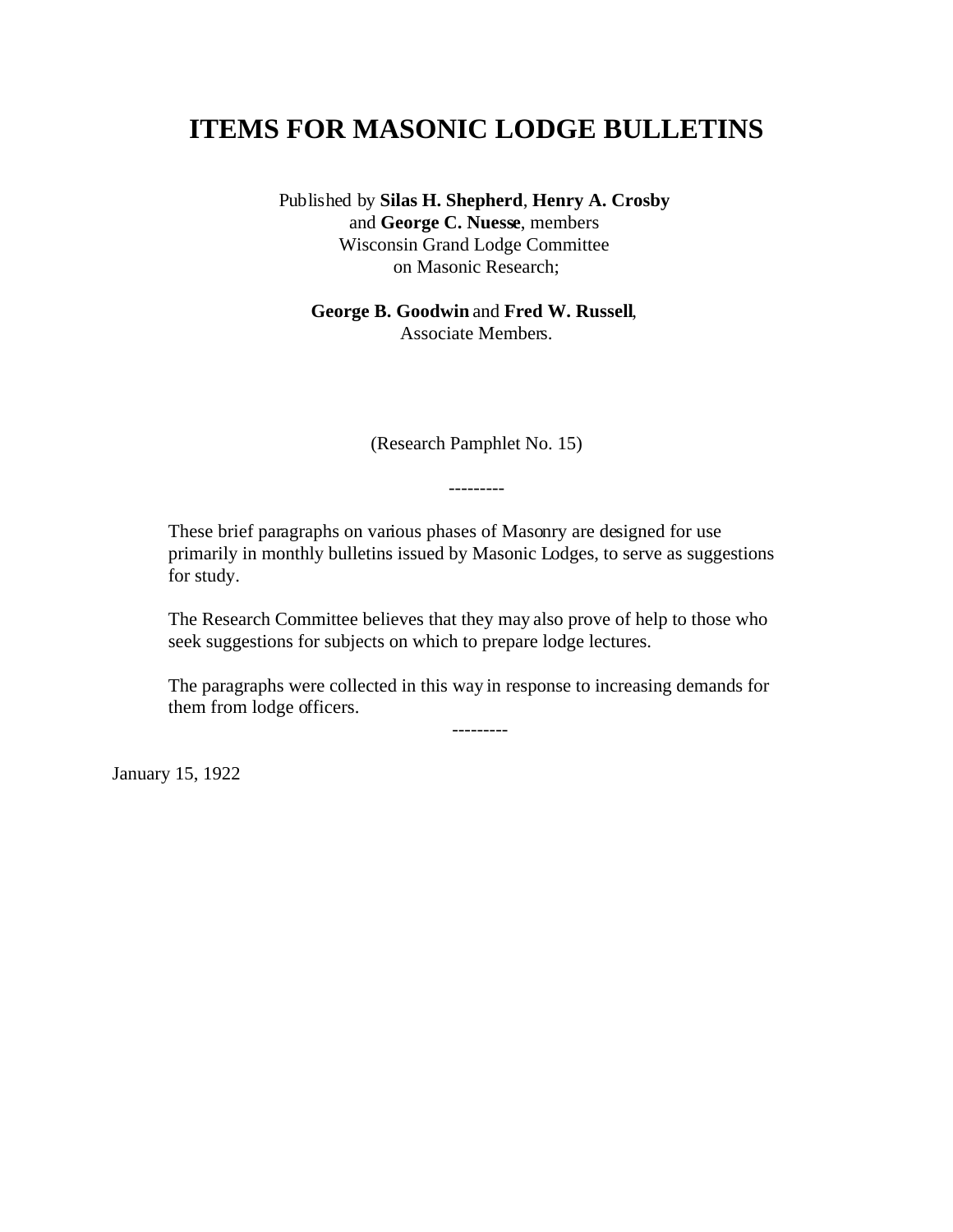# ITEMS FOR MASONIC LODGE BULLETINS

Published by **Silas H. Shepherd**, **Henry A. Crosby** and **George C. Nuesse**, members Wisconsin Grand Lodge Committee on Masonic Research;

**George B. Goodwin** and **Fred W. Russell**, Associate Members.

(Research Pamphlet No. 15)

---------

These brief paragraphs on various phases of Masonry are designed for use primarily in monthly bulletins issued by Masonic Lodges, to serve as suggestions for study.

The Research Committee believes that they may also prove of help to those who seek suggestions for subjects on which to prepare lodge lectures.

The paragraphs were collected in this way in response to increasing demands for them from lodge officers.

---------

January 15, 1922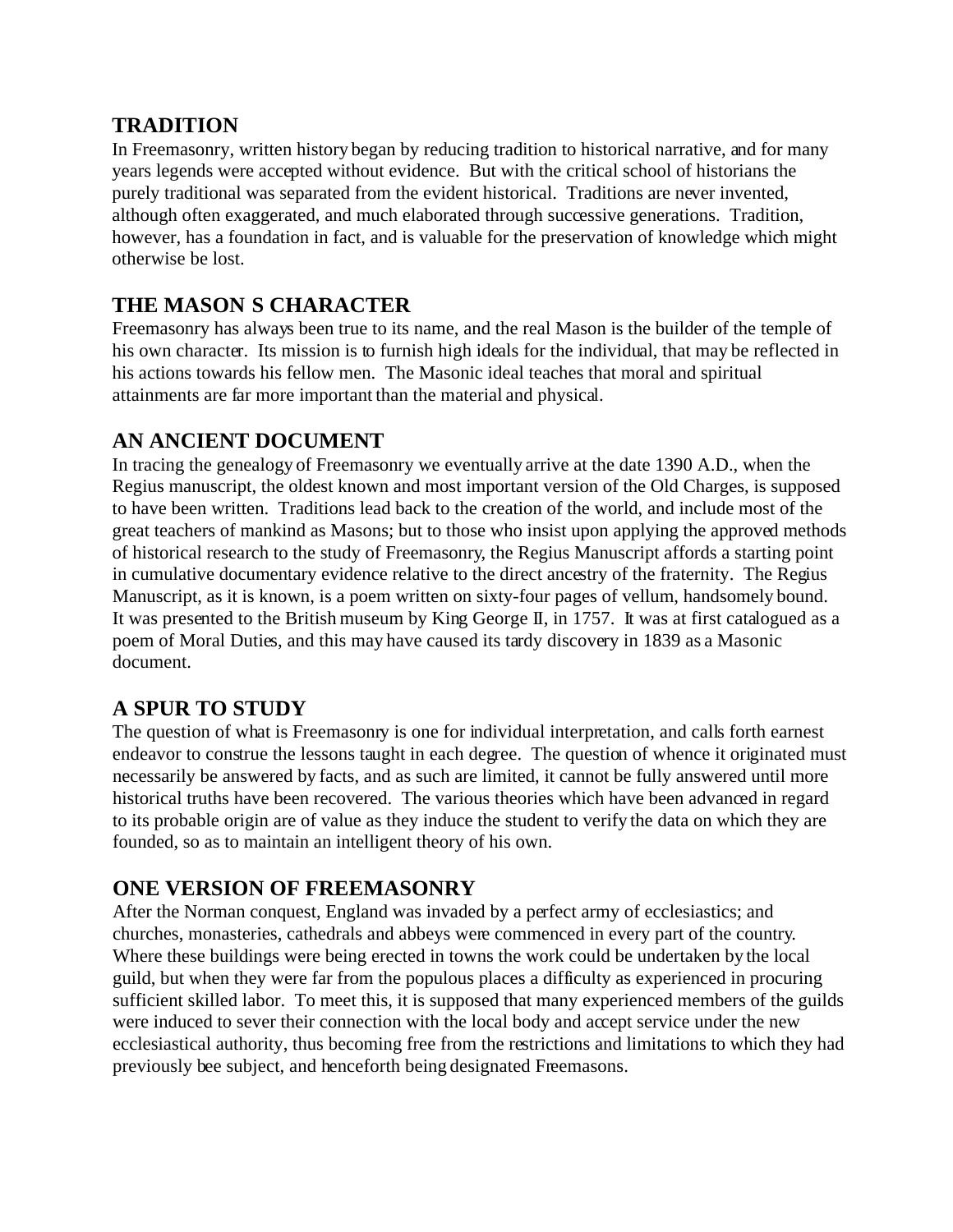## TRADITION

In Freemasonry, written history began by reducing tradition to historical narrative, and for many years legends were accepted without evidence. But with the critical school of historians the purely traditional was separated from the evident historical. Traditions are never invented, although often exaggerated, and much elaborated through successive generations. Tradition, however, has a foundation in fact, and is valuable for the preservation of knowledge which might otherwise be lost.

## THE MASON S CHARACTER

Freemasonry has always been true to its name, and the real Mason is the builder of the temple of his own character. Its mission is to furnish high ideals for the individual, that may be reflected in his actions towards his fellow men. The Masonic ideal teaches that moral and spiritual attainments are far more important than the material and physical.

## AN ANCIENT DOCUMENT

In tracing the genealogy of Freemasonry we eventually arrive at the date 1390 A.D., when the Regius manuscript, the oldest known and most important version of the Old Charges, is supposed to have been written. Traditions lead back to the creation of the world, and include most of the great teachers of mankind as Masons; but to those who insist upon applying the approved methods of historical research to the study of Freemasonry, the Regius Manuscript affords a starting point in cumulative documentary evidence relative to the direct ancestry of the fraternity. The Regius Manuscript, as it is known, is a poem written on sixty-four pages of vellum, handsomely bound. It was presented to the British museum by King George II, in 1757. It was at first catalogued as a poem of Moral Duties, and this may have caused its tardy discovery in 1839 as a Masonic document.

## A SPUR TO STUDY

The question of what is Freemasonry is one for individual interpretation, and calls forth earnest endeavor to construe the lessons taught in each degree. The question of whence it originated must necessarily be answered by facts, and as such are limited, it cannot be fully answered until more historical truths have been recovered. The various theories which have been advanced in regard to its probable origin are of value as they induce the student to verify the data on which they are founded, so as to maintain an intelligent theory of his own.

## ONE VERSION OF FREEMASONRY

After the Norman conquest, England was invaded by a perfect army of ecclesiastics; and churches, monasteries, cathedrals and abbeys were commenced in every part of the country. Where these buildings were being erected in towns the work could be undertaken by the local guild, but when they were far from the populous places a difficulty as experienced in procuring sufficient skilled labor. To meet this, it is supposed that many experienced members of the guilds were induced to sever their connection with the local body and accept service under the new ecclesiastical authority, thus becoming free from the restrictions and limitations to which they had previously bee subject, and henceforth being designated Freemasons.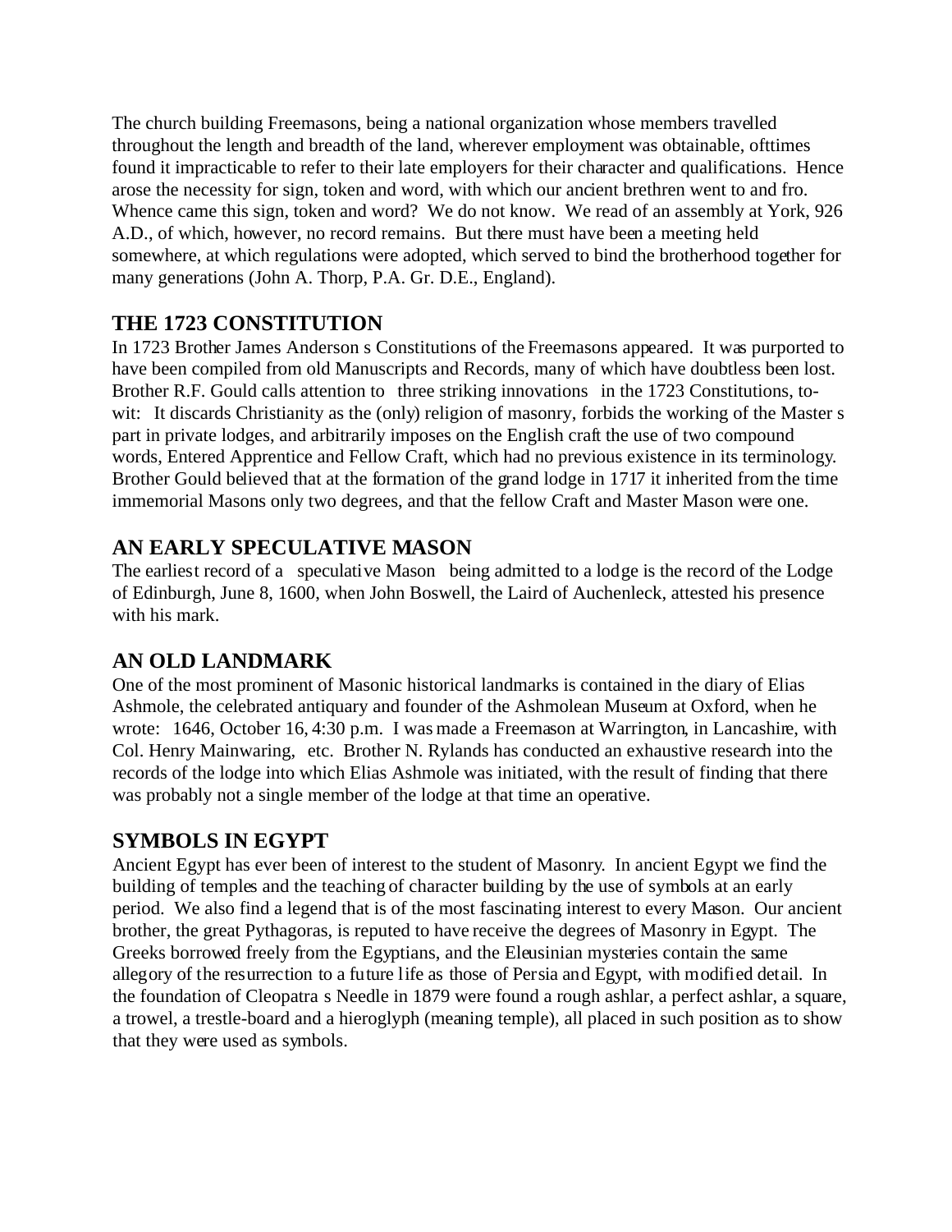The church building Freemasons, being a national organization whose members travelled throughout the length and breadth of the land, wherever employment was obtainable, ofttimes found it impracticable to refer to their late employers for their character and qualifications. Hence arose the necessity for sign, token and word, with which our ancient brethren went to and fro. Whence came this sign, token and word? We do not know. We read of an assembly at York, 926 A.D., of which, however, no record remains. But there must have been a meeting held somewhere, at which regulations were adopted, which served to bind the brotherhood together for many generations (John A. Thorp, P.A. Gr. D.E., England).

## THE 1723 CONSTITUTION

In 1723 Brother James Anderson s Constitutions of the Freemasons appeared. It was purported to have been compiled from old Manuscripts and Records, many of which have doubtless been lost. Brother R.F. Gould calls attention to three striking innovations in the 1723 Constitutions, to-wit: It discards Christianity as the (only) religion of masonry, forbids the working of the Master s part in private lodges, and arbitrarily imposes on the English craft the use of two compound words, Entered Apprentice and Fellow Craft, which had no previous existence in its terminology. Brother Gould believed that at the formation of the grand lodge in 1717 it inherited from the time immemorial Masons only two degrees, and that the fellow Craft and Master Mason were one.

## AN EARLY SPECULATIVE MASON

The earliest record of a speculative Mason being admitted to a lodge is the record of the Lodge of Edinburgh, June 8, 1600, when John Boswell, the Laird of Auchenleck, attested his presence with his mark.

## AN OLD LANDMARK

One of the most prominent of Masonic historical landmarks is contained in the diary of Elias Ashmole, the celebrated antiquary and founder of the Ashmolean Museum at Oxford, when he wrote: 1646, October 16, 4:30 p.m. I was made a Freemason at Warrington, in Lancashire, with Col. Henry Mainwaring, etc. Brother N. Rylands has conducted an exhaustive research into the records of the lodge into which Elias Ashmole was initiated, with the result of finding that there was probably not a single member of the lodge at that time an operative.

## SYMBOLS IN EGYPT

Ancient Egypt has ever been of interest to the student of Masonry. In ancient Egypt we find the building of temples and the teaching of character building by the use of symbols at an early period. We also find a legend that is of the most fascinating interest to every Mason. Our ancient brother, the great Pythagoras, is reputed to have receive the degrees of Masonry in Egypt. The Greeks borrowed freely from the Egyptians, and the Eleusinian mysteries contain the same allegory of the resurrection to a future life as those of Persia and Egypt, with modified detail. In the foundation of Cleopatra s Needle in 1879 were found a rough ashlar, a perfect ashlar, a square, a trowel, a trestle-board and a hieroglyph (meaning temple), all placed in such position as to show that they were used as symbols.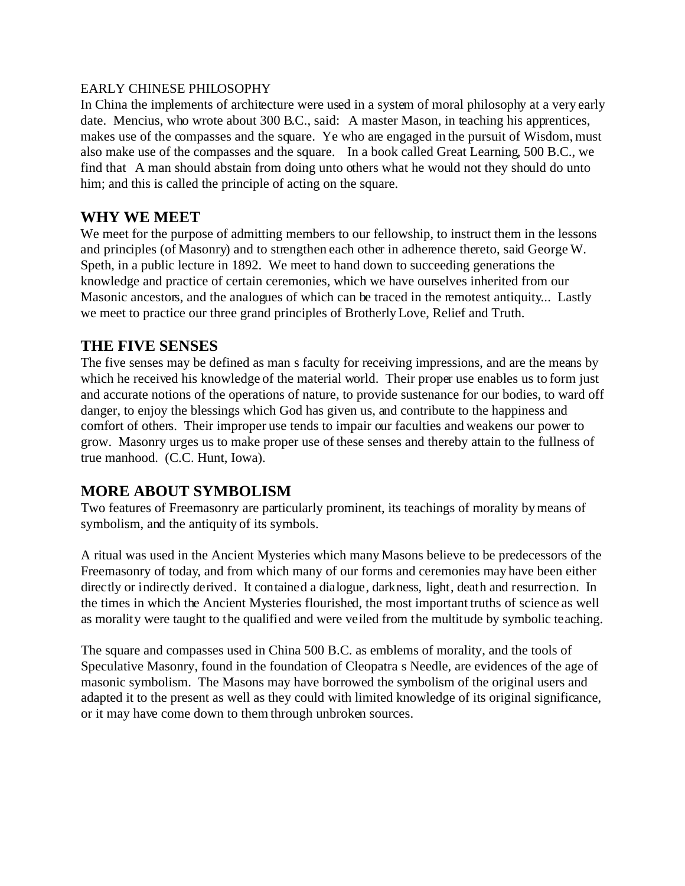EARLY CHINESE PHILOSOPHY

In China the implements of architecture were used in a system of moral philosophy at a very early date. Mencius, who wrote about 300 B.C., said: A master Mason, in teaching his apprentices, makes use of the compasses and the square. Ye who are engaged in the pursuit of Wisdom, must also make use of the compasses and the square. In a book called Great Learning, 500 B.C., we find that A man should abstain from doing unto others what he would not they should do unto him; and this is called the principle of acting on the square.

## WHY WE MEET

We meet for the purpose of admitting members to our fellowship, to instruct them in the lessons and principles (of Masonry) and to strengthen each other in adherence thereto, said George W. Speth, in a public lecture in 1892. We meet to hand down to succeeding generations the knowledge and practice of certain ceremonies, which we have ourselves inherited from our Masonic ancestors, and the analogues of which can be traced in the remotest antiquity... Lastly we meet to practice our three grand principles of Brotherly Love, Relief and Truth.

## THE FIVE SENSES

The five senses may be defined as man s faculty for receiving impressions, and are the means by which he received his knowledge of the material world. Their proper use enables us to form just and accurate notions of the operations of nature, to provide sustenance for our bodies, to ward off danger, to enjoy the blessings which God has given us, and contribute to the happiness and comfort of others. Their improper use tends to impair our faculties and weakens our power to grow. Masonry urges us to make proper use of these senses and thereby attain to the fullness of true manhood. (C.C. Hunt, Iowa).

## MORE ABOUT SYMBOLISM

Two features of Freemasonry are particularly prominent, its teachings of morality by means of symbolism, and the antiquity of its symbols.

A ritual was used in the Ancient Mysteries which many Masons believe to be predecessors of the Freemasonry of today, and from which many of our forms and ceremonies may have been either directly or indirectly derived. It contained a dialogue, darkness, light, death and resurrection. In the times in which the Ancient Mysteries flourished, the most important truths of science as well as morality were taught to the qualified and were veiled from the multitude by symbolic teaching.

The square and compasses used in China 500 B.C. as emblems of morality, and the tools of Speculative Masonry, found in the foundation of Cleopatra s Needle, are evidences of the age of masonic symbolism. The Masons may have borrowed the symbolism of the original users and adapted it to the present as well as they could with limited knowledge of its original significance, or it may have come down to them through unbroken sources.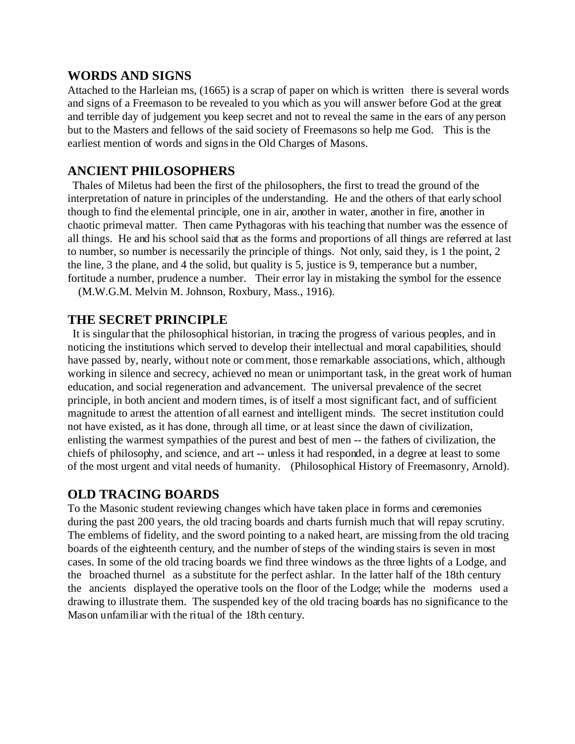## WORDS AND SIGNS

Attached to the Harleian ms, (1665) is a scrap of paper on which is written there is several words and signs of a Freemason to be revealed to you which as you will answer before God at the great and terrible day of judgement you keep secret and not to reveal the same in the ears of any person but to the Masters and fellows of the said society of Freemasons so help me God. This is the earliest mention of words and signs in the Old Charges of Masons.

## ANCIENT PHILOSOPHERS

Thales of Miletus had been the first of the philosophers, the first to tread the ground of the interpretation of nature in principles of the understanding. He and the others of that early school though to find the elemental principle, one in air, another in water, another in fire, another in chaotic primeval matter. Then came Pythagoras with his teaching that number was the essence of all things. He and his school said that as the forms and proportions of all things are referred at last to number, so number is necessarily the principle of things. Not only, said they, is 1 the point, 2 the line, 3 the plane, and 4 the solid, but quality is 5, justice is 9, temperance but a number, fortitude a number, prudence a number. Their error lay in mistaking the symbol for the essence (M.W.G.M. Melvin M. Johnson, Roxbury, Mass., 1916).

## THE SECRET PRINCIPLE

It is singular that the philosophical historian, in tracing the progress of various peoples, and in noticing the institutions which served to develop their intellectual and moral capabilities, should have passed by, nearly, without note or comment, those remarkable associations, which, although working in silence and secrecy, achieved no mean or unimportant task, in the great work of human education, and social regeneration and advancement. The universal prevalence of the secret principle, in both ancient and modern times, is of itself a most significant fact, and of sufficient magnitude to arrest the attention of all earnest and intelligent minds. The secret institution could not have existed, as it has done, through all time, or at least since the dawn of civilization, enlisting the warmest sympathies of the purest and best of men -- the fathers of civilization, the chiefs of philosophy, and science, and art -- unless it had responded, in a degree at least to some of the most urgent and vital needs of humanity. (Philosophical History of Freemasonry, Arnold).

## OLD TRACING BOARDS

To the Masonic student reviewing changes which have taken place in forms and ceremonies during the past 200 years, the old tracing boards and charts furnish much that will repay scrutiny. The emblems of fidelity, and the sword pointing to a naked heart, are missing from the old tracing boards of the eighteenth century, and the number of steps of the winding stairs is seven in most cases. In some of the old tracing boards we find three windows as the three lights of a Lodge, and the broached thurnel as a substitute for the perfect ashlar. In the latter half of the 18th century the ancients displayed the operative tools on the floor of the Lodge; while the moderns used a drawing to illustrate them. The suspended key of the old tracing boards has no significance to the Mason unfamiliar with the ritual of the 18th century.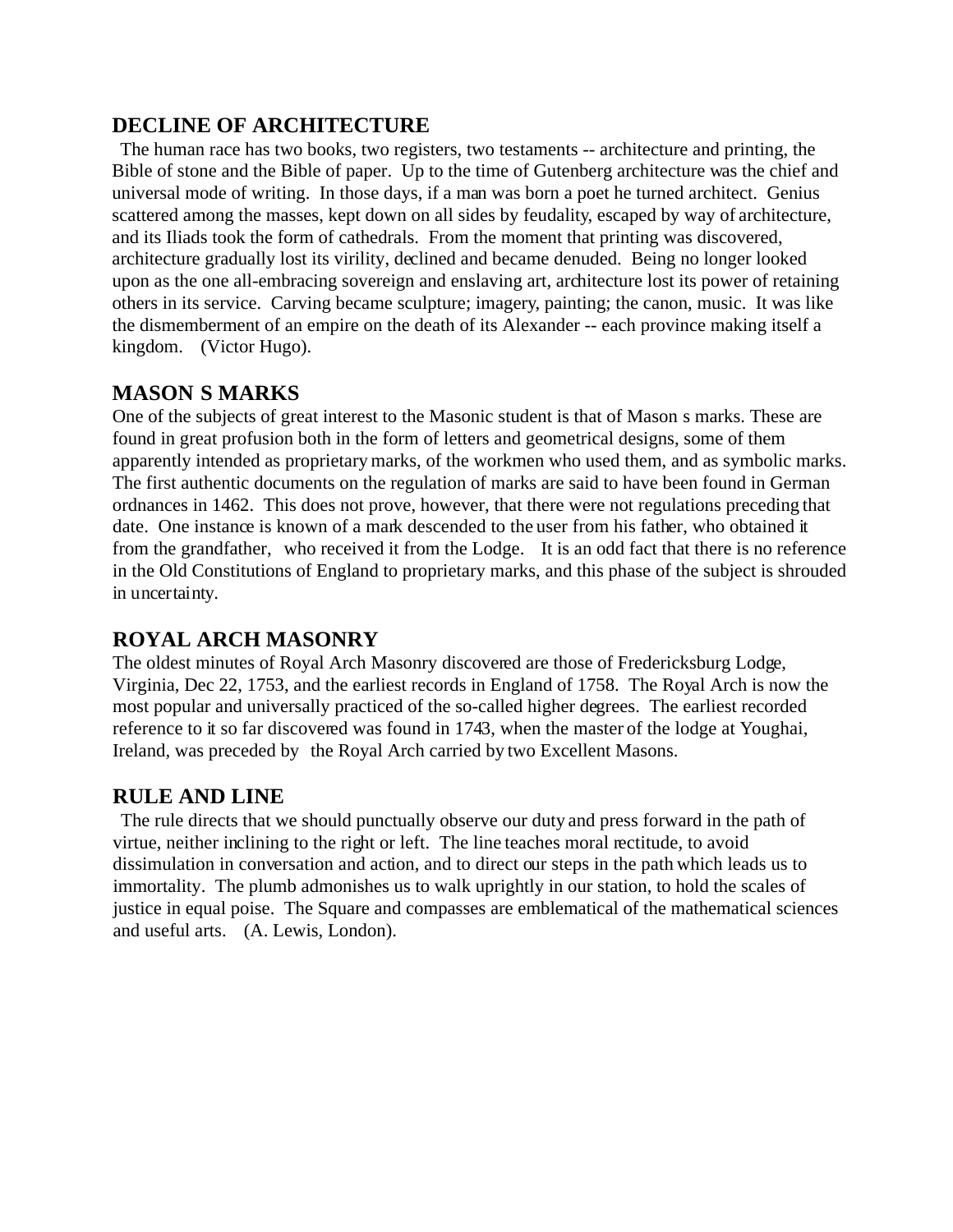## DECLINE OF ARCHITECTURE

The human race has two books, two registers, two testaments -- architecture and printing, the Bible of stone and the Bible of paper. Up to the time of Gutenberg architecture was the chief and universal mode of writing. In those days, if a man was born a poet he turned architect. Genius scattered among the masses, kept down on all sides by feudality, escaped by way of architecture, and its Iliads took the form of cathedrals. From the moment that printing was discovered, architecture gradually lost its virility, declined and became denuded. Being no longer looked upon as the one all-embracing sovereign and enslaving art, architecture lost its power of retaining others in its service. Carving became sculpture; imagery, painting; the canon, music. It was like the dismemberment of an empire on the death of its Alexander -- each province making itself a kingdom. (Victor Hugo).

## MASON S MARKS

One of the subjects of great interest to the Masonic student is that of Mason s marks. These are found in great profusion both in the form of letters and geometrical designs, some of them apparently intended as proprietary marks, of the workmen who used them, and as symbolic marks. The first authentic documents on the regulation of marks are said to have been found in German ordnances in 1462. This does not prove, however, that there were not regulations preceding that date. One instance is known of a mark descended to the user from his father, who obtained it from the grandfather, who received it from the Lodge. It is an odd fact that there is no reference in the Old Constitutions of England to proprietary marks, and this phase of the subject is shrouded in uncertainty.

## ROYAL ARCH MASONRY

The oldest minutes of Royal Arch Masonry discovered are those of Fredericksburg Lodge, Virginia, Dec 22, 1753, and the earliest records in England of 1758. The Royal Arch is now the most popular and universally practiced of the so-called higher degrees. The earliest recorded reference to it so far discovered was found in 1743, when the master of the lodge at Youghai, Ireland, was preceded by the Royal Arch carried by two Excellent Masons.

## RULE AND LINE

The rule directs that we should punctually observe our duty and press forward in the path of virtue, neither inclining to the right or left. The line teaches moral rectitude, to avoid dissimulation in conversation and action, and to direct our steps in the path which leads us to immortality. The plumb admonishes us to walk uprightly in our station, to hold the scales of justice in equal poise. The Square and compasses are emblematical of the mathematical sciences and useful arts. (A. Lewis, London).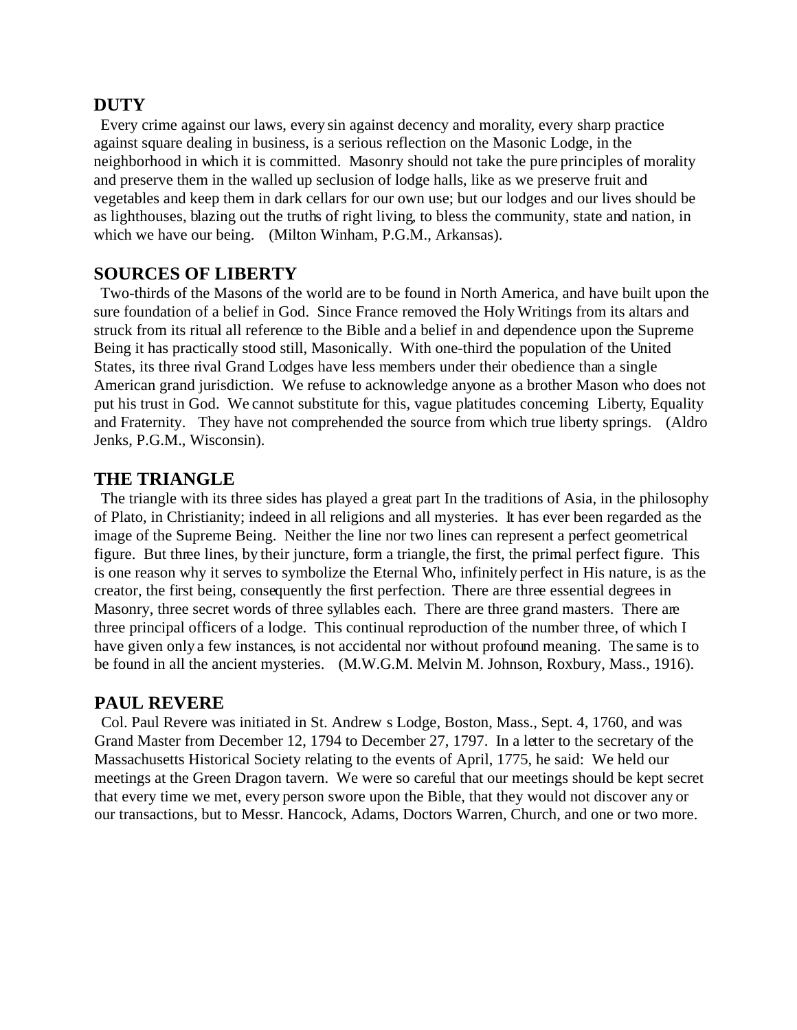## DUTY

Every crime against our laws, every sin against decency and morality, every sharp practice against square dealing in business, is a serious reflection on the Masonic Lodge, in the neighborhood in which it is committed. Masonry should not take the pure principles of morality and preserve them in the walled up seclusion of lodge halls, like as we preserve fruit and vegetables and keep them in dark cellars for our own use; but our lodges and our lives should be as lighthouses, blazing out the truths of right living, to bless the community, state and nation, in which we have our being. (Milton Winham, P.G.M., Arkansas).

## SOURCES OF LIBERTY

Two-thirds of the Masons of the world are to be found in North America, and have built upon the sure foundation of a belief in God. Since France removed the Holy Writings from its altars and struck from its ritual all reference to the Bible and a belief in and dependence upon the Supreme Being it has practically stood still, Masonically. With one-third the population of the United States, its three rival Grand Lodges have less members under their obedience than a single American grand jurisdiction. We refuse to acknowledge anyone as a brother Mason who does not put his trust in God. We cannot substitute for this, vague platitudes concerning Liberty, Equality and Fraternity. They have not comprehended the source from which true liberty springs. (Aldro Jenks, P.G.M., Wisconsin).

## THE TRIANGLE

The triangle with its three sides has played a great part In the traditions of Asia, in the philosophy of Plato, in Christianity; indeed in all religions and all mysteries. It has ever been regarded as the image of the Supreme Being. Neither the line nor two lines can represent a perfect geometrical figure. But three lines, by their juncture, form a triangle, the first, the primal perfect figure. This is one reason why it serves to symbolize the Eternal Who, infinitely perfect in His nature, is as the creator, the first being, consequently the first perfection. There are three essential degrees in Masonry, three secret words of three syllables each. There are three grand masters. There are three principal officers of a lodge. This continual reproduction of the number three, of which I have given only a few instances, is not accidental nor without profound meaning. The same is to be found in all the ancient mysteries. (M.W.G.M. Melvin M. Johnson, Roxbury, Mass., 1916).

## PAUL REVERE

Col. Paul Revere was initiated in St. Andrew s Lodge, Boston, Mass., Sept. 4, 1760, and was Grand Master from December 12, 1794 to December 27, 1797. In a letter to the secretary of the Massachusetts Historical Society relating to the events of April, 1775, he said: We held our meetings at the Green Dragon tavern. We were so careful that our meetings should be kept secret that every time we met, every person swore upon the Bible, that they would not discover any or our transactions, but to Messr. Hancock, Adams, Doctors Warren, Church, and one or two more.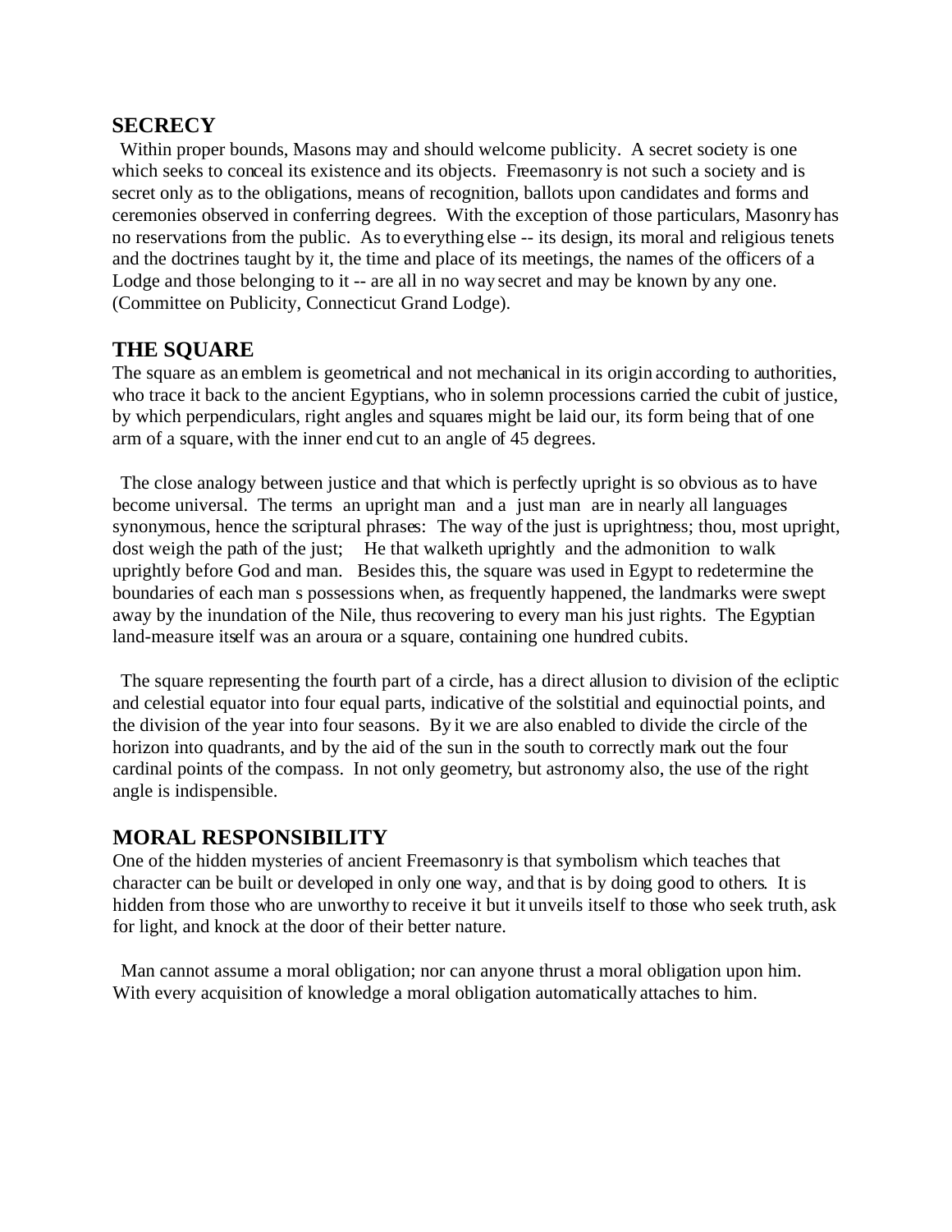## SECRECY

Within proper bounds, Masons may and should welcome publicity. A secret society is one which seeks to conceal its existence and its objects. Freemasonry is not such a society and is secret only as to the obligations, means of recognition, ballots upon candidates and forms and ceremonies observed in conferring degrees. With the exception of those particulars, Masonry has no reservations from the public. As to everything else -- its design, its moral and religious tenets and the doctrines taught by it, the time and place of its meetings, the names of the officers of a Lodge and those belonging to it -- are all in no way secret and may be known by any one. (Committee on Publicity, Connecticut Grand Lodge).

## THE SQUARE

The square as an emblem is geometrical and not mechanical in its origin according to authorities, who trace it back to the ancient Egyptians, who in solemn processions carried the cubit of justice, by which perpendiculars, right angles and squares might be laid our, its form being that of one arm of a square, with the inner end cut to an angle of 45 degrees.

The close analogy between justice and that which is perfectly upright is so obvious as to have become universal. The terms an upright man and a just man are in nearly all languages synonymous, hence the scriptural phrases: The way of the just is uprightness; thou, most upright, dost weigh the path of the just; He that walketh uprightly and the admonition to walk uprightly before God and man. Besides this, the square was used in Egypt to redetermine the boundaries of each man s possessions when, as frequently happened, the landmarks were swept away by the inundation of the Nile, thus recovering to every man his just rights. The Egyptian land-measure itself was an aroura or a square, containing one hundred cubits.

The square representing the fourth part of a circle, has a direct allusion to division of the ecliptic and celestial equator into four equal parts, indicative of the solstitial and equinoctial points, and the division of the year into four seasons. By it we are also enabled to divide the circle of the horizon into quadrants, and by the aid of the sun in the south to correctly mark out the four cardinal points of the compass. In not only geometry, but astronomy also, the use of the right angle is indispensible.

## MORAL RESPONSIBILITY

One of the hidden mysteries of ancient Freemasonry is that symbolism which teaches that character can be built or developed in only one way, and that is by doing good to others. It is hidden from those who are unworthy to receive it but it unveils itself to those who seek truth, ask for light, and knock at the door of their better nature.

Man cannot assume a moral obligation; nor can anyone thrust a moral obligation upon him. With every acquisition of knowledge a moral obligation automatically attaches to him.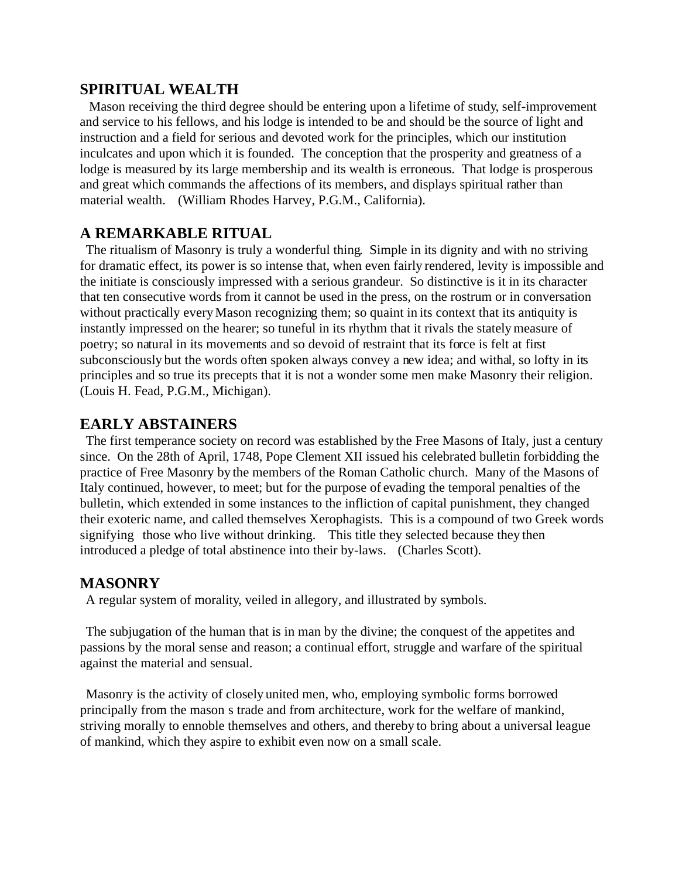## SPIRITUAL WEALTH

Mason receiving the third degree should be entering upon a lifetime of study, self-improvement and service to his fellows, and his lodge is intended to be and should be the source of light and instruction and a field for serious and devoted work for the principles, which our institution inculcates and upon which it is founded. The conception that the prosperity and greatness of a lodge is measured by its large membership and its wealth is erroneous. That lodge is prosperous and great which commands the affections of its members, and displays spiritual rather than material wealth. (William Rhodes Harvey, P.G.M., California).

## A REMARKABLE RITUAL

The ritualism of Masonry is truly a wonderful thing. Simple in its dignity and with no striving for dramatic effect, its power is so intense that, when even fairly rendered, levity is impossible and the initiate is consciously impressed with a serious grandeur. So distinctive is it in its character that ten consecutive words from it cannot be used in the press, on the rostrum or in conversation without practically every Mason recognizing them; so quaint in its context that its antiquity is instantly impressed on the hearer; so tuneful in its rhythm that it rivals the stately measure of poetry; so natural in its movements and so devoid of restraint that its force is felt at first subconsciously but the words often spoken always convey a new idea; and withal, so lofty in its principles and so true its precepts that it is not a wonder some men make Masonry their religion. (Louis H. Fead, P.G.M., Michigan).

## EARLY ABSTAINERS

The first temperance society on record was established by the Free Masons of Italy, just a century since. On the 28th of April, 1748, Pope Clement XII issued his celebrated bulletin forbidding the practice of Free Masonry by the members of the Roman Catholic church. Many of the Masons of Italy continued, however, to meet; but for the purpose of evading the temporal penalties of the bulletin, which extended in some instances to the infliction of capital punishment, they changed their exoteric name, and called themselves Xerophagists. This is a compound of two Greek words signifying those who live without drinking. This title they selected because they then introduced a pledge of total abstinence into their by-laws. (Charles Scott).

## MASONRY

A regular system of morality, veiled in allegory, and illustrated by symbols.

The subjugation of the human that is in man by the divine; the conquest of the appetites and passions by the moral sense and reason; a continual effort, struggle and warfare of the spiritual against the material and sensual.

Masonry is the activity of closely united men, who, employing symbolic forms borrowed principally from the mason s trade and from architecture, work for the welfare of mankind, striving morally to ennoble themselves and others, and thereby to bring about a universal league of mankind, which they aspire to exhibit even now on a small scale.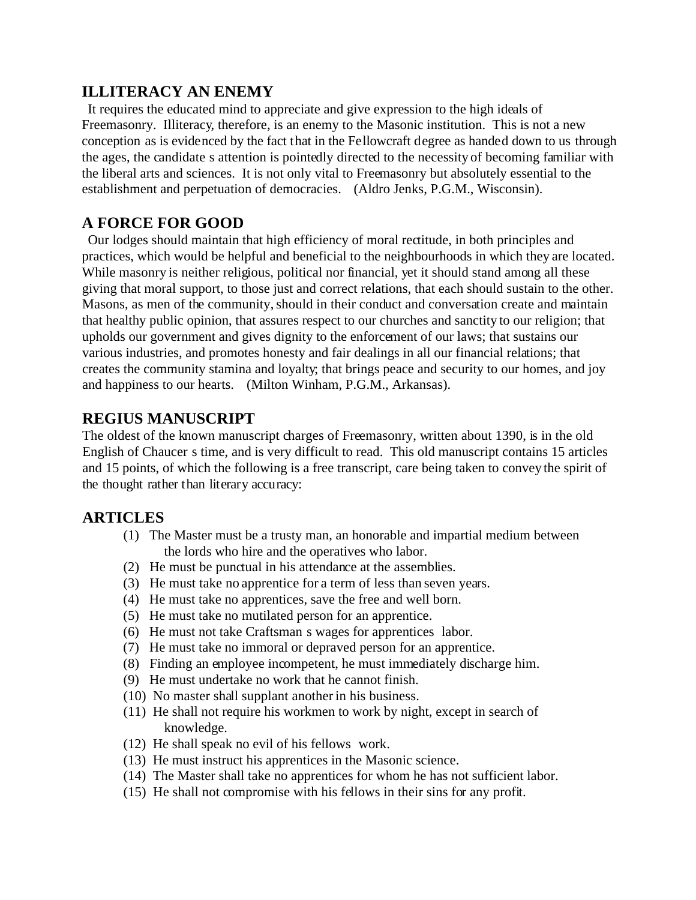## ILLITERACY AN ENEMY

It requires the educated mind to appreciate and give expression to the high ideals of Freemasonry. Illiteracy, therefore, is an enemy to the Masonic institution. This is not a new conception as is evidenced by the fact that in the Fellowcraft degree as handed down to us through the ages, the candidate s attention is pointedly directed to the necessity of becoming familiar with the liberal arts and sciences. It is not only vital to Freemasonry but absolutely essential to the establishment and perpetuation of democracies. (Aldro Jenks, P.G.M., Wisconsin).

## A FORCE FOR GOOD

Our lodges should maintain that high efficiency of moral rectitude, in both principles and practices, which would be helpful and beneficial to the neighbourhoods in which they are located. While masonry is neither religious, political nor financial, yet it should stand among all these giving that moral support, to those just and correct relations, that each should sustain to the other. Masons, as men of the community, should in their conduct and conversation create and maintain that healthy public opinion, that assures respect to our churches and sanctity to our religion; that upholds our government and gives dignity to the enforcement of our laws; that sustains our various industries, and promotes honesty and fair dealings in all our financial relations; that creates the community stamina and loyalty; that brings peace and security to our homes, and joy and happiness to our hearts. (Milton Winham, P.G.M., Arkansas).

## REGIUS MANUSCRIPT

The oldest of the known manuscript charges of Freemasonry, written about 1390, is in the old English of Chaucer s time, and is very difficult to read. This old manuscript contains 15 articles and 15 points, of which the following is a free transcript, care being taken to convey the spirit of the thought rather than literary accuracy:

## ARTICLES

(1) The Master must be a trusty man, an honorable and impartial medium between the lords who hire and the operatives who labor.
(2) He must be punctual in his attendance at the assemblies.
(3) He must take no apprentice for a term of less than seven years.
(4) He must take no apprentices, save the free and well born.
(5) He must take no mutilated person for an apprentice.
(6) He must not take Craftsman s wages for apprentices labor.
(7) He must take no immoral or depraved person for an apprentice.
(8) Finding an employee incompetent, he must immediately discharge him.
(9) He must undertake no work that he cannot finish.
(10) No master shall supplant another in his business.
(11) He shall not require his workmen to work by night, except in search of knowledge.
(12) He shall speak no evil of his fellows work.
(13) He must instruct his apprentices in the Masonic science.
(14) The Master shall take no apprentices for whom he has not sufficient labor.
(15) He shall not compromise with his fellows in their sins for any profit.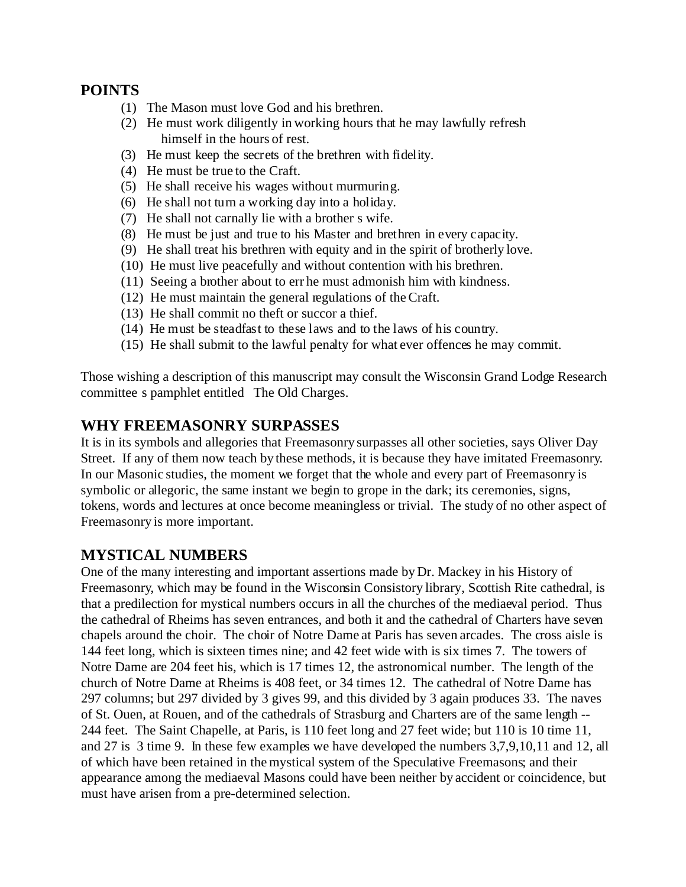## POINTS

(1) The Mason must love God and his brethren.
(2) He must work diligently in working hours that he may lawfully refresh himself in the hours of rest.
(3) He must keep the secrets of the brethren with fidelity.
(4) He must be true to the Craft.
(5) He shall receive his wages without murmuring.
(6) He shall not turn a working day into a holiday.
(7) He shall not carnally lie with a brother s wife.
(8) He must be just and true to his Master and brethren in every capacity.
(9) He shall treat his brethren with equity and in the spirit of brotherly love.
(10) He must live peacefully and without contention with his brethren.
(11) Seeing a brother about to err he must admonish him with kindness.
(12) He must maintain the general regulations of the Craft.
(13) He shall commit no theft or succor a thief.
(14) He must be steadfast to these laws and to the laws of his country.
(15) He shall submit to the lawful penalty for what ever offences he may commit.

Those wishing a description of this manuscript may consult the Wisconsin Grand Lodge Research committee s pamphlet entitled The Old Charges.

## WHY FREEMASONRY SURPASSES

It is in its symbols and allegories that Freemasonry surpasses all other societies, says Oliver Day Street. If any of them now teach by these methods, it is because they have imitated Freemasonry. In our Masonic studies, the moment we forget that the whole and every part of Freemasonry is symbolic or allegoric, the same instant we begin to grope in the dark; its ceremonies, signs, tokens, words and lectures at once become meaningless or trivial. The study of no other aspect of Freemasonry is more important.

## MYSTICAL NUMBERS

One of the many interesting and important assertions made by Dr. Mackey in his History of Freemasonry, which may be found in the Wisconsin Consistory library, Scottish Rite cathedral, is that a predilection for mystical numbers occurs in all the churches of the mediaeval period. Thus the cathedral of Rheims has seven entrances, and both it and the cathedral of Charters have seven chapels around the choir. The choir of Notre Dame at Paris has seven arcades. The cross aisle is 144 feet long, which is sixteen times nine; and 42 feet wide with is six times 7. The towers of Notre Dame are 204 feet his, which is 17 times 12, the astronomical number. The length of the church of Notre Dame at Rheims is 408 feet, or 34 times 12. The cathedral of Notre Dame has 297 columns; but 297 divided by 3 gives 99, and this divided by 3 again produces 33. The naves of St. Ouen, at Rouen, and of the cathedrals of Strasburg and Charters are of the same length -- 244 feet. The Saint Chapelle, at Paris, is 110 feet long and 27 feet wide; but 110 is 10 time 11, and 27 is 3 time 9. In these few examples we have developed the numbers 3,7,9,10,11 and 12, all of which have been retained in the mystical system of the Speculative Freemasons; and their appearance among the mediaeval Masons could have been neither by accident or coincidence, but must have arisen from a pre-determined selection.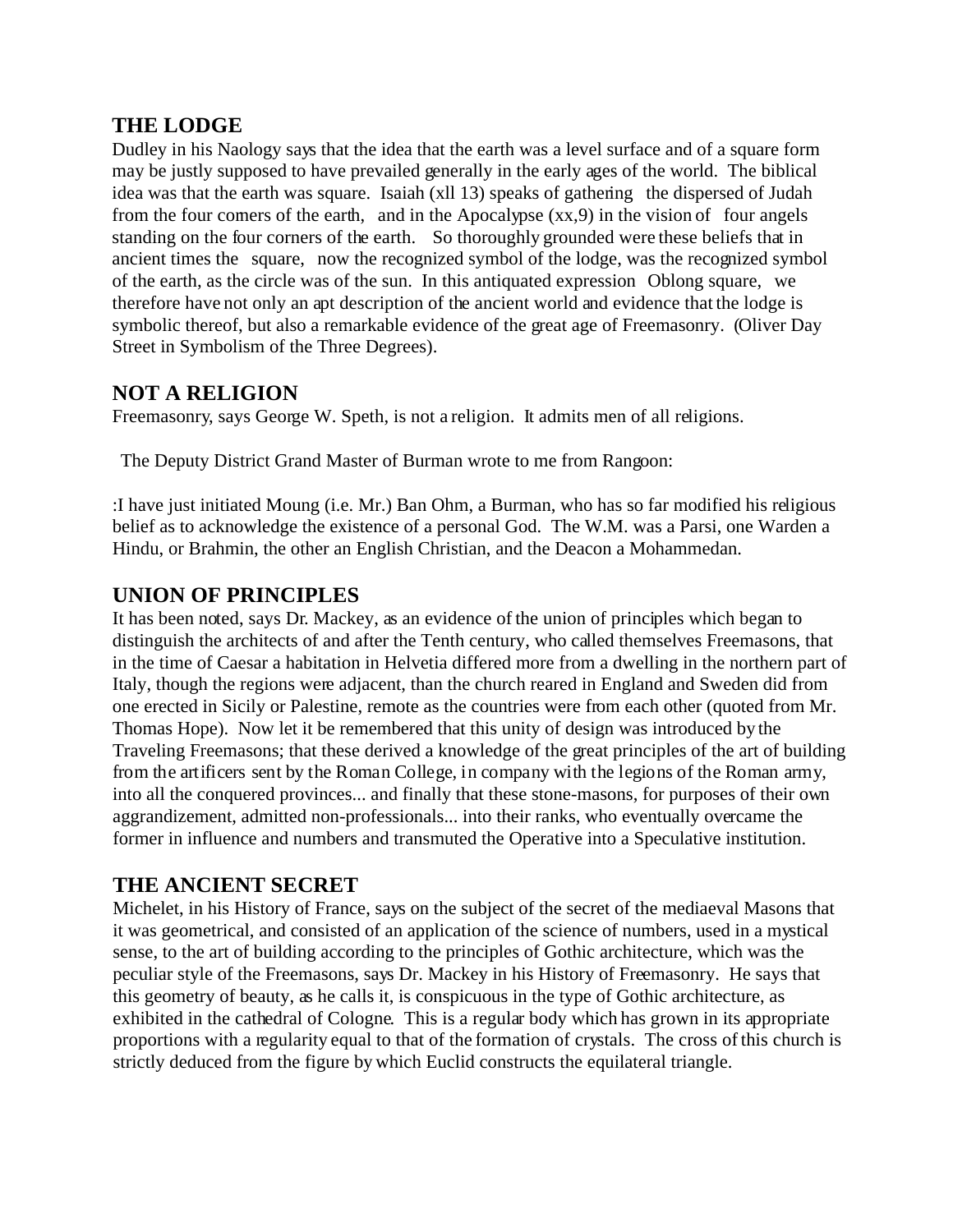## THE LODGE

Dudley in his Naology says that the idea that the earth was a level surface and of a square form may be justly supposed to have prevailed generally in the early ages of the world. The biblical idea was that the earth was square. Isaiah (xll 13) speaks of gathering the dispersed of Judah from the four comers of the earth, and in the Apocalypse (xx,9) in the vision of four angels standing on the four corners of the earth. So thoroughly grounded were these beliefs that in ancient times the square, now the recognized symbol of the lodge, was the recognized symbol of the earth, as the circle was of the sun. In this antiquated expression Oblong square, we therefore have not only an apt description of the ancient world and evidence that the lodge is symbolic thereof, but also a remarkable evidence of the great age of Freemasonry. (Oliver Day Street in Symbolism of the Three Degrees).

## NOT A RELIGION

Freemasonry, says George W. Speth, is not a religion. It admits men of all religions.

The Deputy District Grand Master of Burman wrote to me from Rangoon:

:I have just initiated Moung (i.e. Mr.) Ban Ohm, a Burman, who has so far modified his religious belief as to acknowledge the existence of a personal God. The W.M. was a Parsi, one Warden a Hindu, or Brahmin, the other an English Christian, and the Deacon a Mohammedan.

## UNION OF PRINCIPLES

It has been noted, says Dr. Mackey, as an evidence of the union of principles which began to distinguish the architects of and after the Tenth century, who called themselves Freemasons, that in the time of Caesar a habitation in Helvetia differed more from a dwelling in the northern part of Italy, though the regions were adjacent, than the church reared in England and Sweden did from one erected in Sicily or Palestine, remote as the countries were from each other (quoted from Mr. Thomas Hope). Now let it be remembered that this unity of design was introduced by the Traveling Freemasons; that these derived a knowledge of the great principles of the art of building from the artificers sent by the Roman College, in company with the legions of the Roman army, into all the conquered provinces... and finally that these stone-masons, for purposes of their own aggrandizement, admitted non-professionals... into their ranks, who eventually overcame the former in influence and numbers and transmuted the Operative into a Speculative institution.

## THE ANCIENT SECRET

Michelet, in his History of France, says on the subject of the secret of the mediaeval Masons that it was geometrical, and consisted of an application of the science of numbers, used in a mystical sense, to the art of building according to the principles of Gothic architecture, which was the peculiar style of the Freemasons, says Dr. Mackey in his History of Freemasonry. He says that this geometry of beauty, as he calls it, is conspicuous in the type of Gothic architecture, as exhibited in the cathedral of Cologne. This is a regular body which has grown in its appropriate proportions with a regularity equal to that of the formation of crystals. The cross of this church is strictly deduced from the figure by which Euclid constructs the equilateral triangle.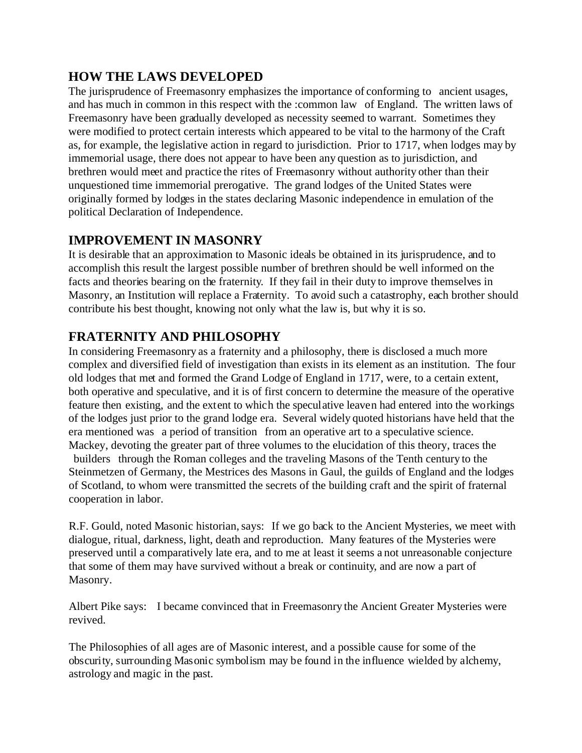## HOW THE LAWS DEVELOPED

The jurisprudence of Freemasonry emphasizes the importance of conforming to ancient usages, and has much in common in this respect with the :common law of England. The written laws of Freemasonry have been gradually developed as necessity seemed to warrant. Sometimes they were modified to protect certain interests which appeared to be vital to the harmony of the Craft as, for example, the legislative action in regard to jurisdiction. Prior to 1717, when lodges may by immemorial usage, there does not appear to have been any question as to jurisdiction, and brethren would meet and practice the rites of Freemasonry without authority other than their unquestioned time immemorial prerogative. The grand lodges of the United States were originally formed by lodges in the states declaring Masonic independence in emulation of the political Declaration of Independence.

## IMPROVEMENT IN MASONRY

It is desirable that an approximation to Masonic ideals be obtained in its jurisprudence, and to accomplish this result the largest possible number of brethren should be well informed on the facts and theories bearing on the fraternity. If they fail in their duty to improve themselves in Masonry, an Institution will replace a Fraternity. To avoid such a catastrophy, each brother should contribute his best thought, knowing not only what the law is, but why it is so.

## FRATERNITY AND PHILOSOPHY

In considering Freemasonry as a fraternity and a philosophy, there is disclosed a much more complex and diversified field of investigation than exists in its element as an institution. The four old lodges that met and formed the Grand Lodge of England in 1717, were, to a certain extent, both operative and speculative, and it is of first concern to determine the measure of the operative feature then existing, and the extent to which the speculative leaven had entered into the workings of the lodges just prior to the grand lodge era. Several widely quoted historians have held that the era mentioned was a period of transition from an operative art to a speculative science. Mackey, devoting the greater part of three volumes to the elucidation of this theory, traces the builders through the Roman colleges and the traveling Masons of the Tenth century to the Steinmetzen of Germany, the Mestrices des Masons in Gaul, the guilds of England and the lodges of Scotland, to whom were transmitted the secrets of the building craft and the spirit of fraternal cooperation in labor.

R.F. Gould, noted Masonic historian, says: If we go back to the Ancient Mysteries, we meet with dialogue, ritual, darkness, light, death and reproduction. Many features of the Mysteries were preserved until a comparatively late era, and to me at least it seems a not unreasonable conjecture that some of them may have survived without a break or continuity, and are now a part of Masonry.

Albert Pike says: I became convinced that in Freemasonry the Ancient Greater Mysteries were revived.

The Philosophies of all ages are of Masonic interest, and a possible cause for some of the obscurity, surrounding Masonic symbolism may be found in the influence wielded by alchemy, astrology and magic in the past.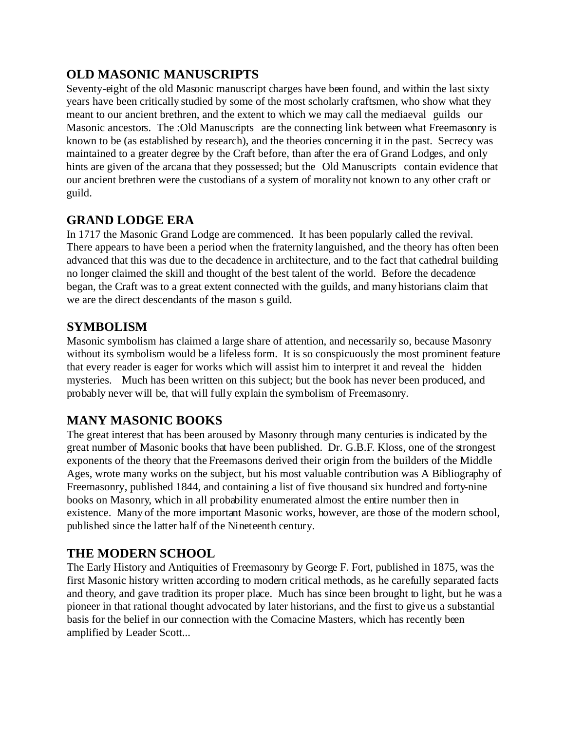## OLD MASONIC MANUSCRIPTS

Seventy-eight of the old Masonic manuscript charges have been found, and within the last sixty years have been critically studied by some of the most scholarly craftsmen, who show what they meant to our ancient brethren, and the extent to which we may call the mediaeval guilds our Masonic ancestors. The :Old Manuscripts are the connecting link between what Freemasonry is known to be (as established by research), and the theories concerning it in the past. Secrecy was maintained to a greater degree by the Craft before, than after the era of Grand Lodges, and only hints are given of the arcana that they possessed; but the Old Manuscripts contain evidence that our ancient brethren were the custodians of a system of morality not known to any other craft or guild.

## GRAND LODGE ERA

In 1717 the Masonic Grand Lodge are commenced. It has been popularly called the revival. There appears to have been a period when the fraternity languished, and the theory has often been advanced that this was due to the decadence in architecture, and to the fact that cathedral building no longer claimed the skill and thought of the best talent of the world. Before the decadence began, the Craft was to a great extent connected with the guilds, and many historians claim that we are the direct descendants of the mason s guild.

## SYMBOLISM

Masonic symbolism has claimed a large share of attention, and necessarily so, because Masonry without its symbolism would be a lifeless form. It is so conspicuously the most prominent feature that every reader is eager for works which will assist him to interpret it and reveal the hidden mysteries. Much has been written on this subject; but the book has never been produced, and probably never will be, that will fully explain the symbolism of Freemasonry.

## MANY MASONIC BOOKS

The great interest that has been aroused by Masonry through many centuries is indicated by the great number of Masonic books that have been published. Dr. G.B.F. Kloss, one of the strongest exponents of the theory that the Freemasons derived their origin from the builders of the Middle Ages, wrote many works on the subject, but his most valuable contribution was A Bibliography of Freemasonry, published 1844, and containing a list of five thousand six hundred and forty-nine books on Masonry, which in all probability enumerated almost the entire number then in existence. Many of the more important Masonic works, however, are those of the modern school, published since the latter half of the Nineteenth century.

## THE MODERN SCHOOL

The Early History and Antiquities of Freemasonry by George F. Fort, published in 1875, was the first Masonic history written according to modern critical methods, as he carefully separated facts and theory, and gave tradition its proper place. Much has since been brought to light, but he was a pioneer in that rational thought advocated by later historians, and the first to give us a substantial basis for the belief in our connection with the Comacine Masters, which has recently been amplified by Leader Scott...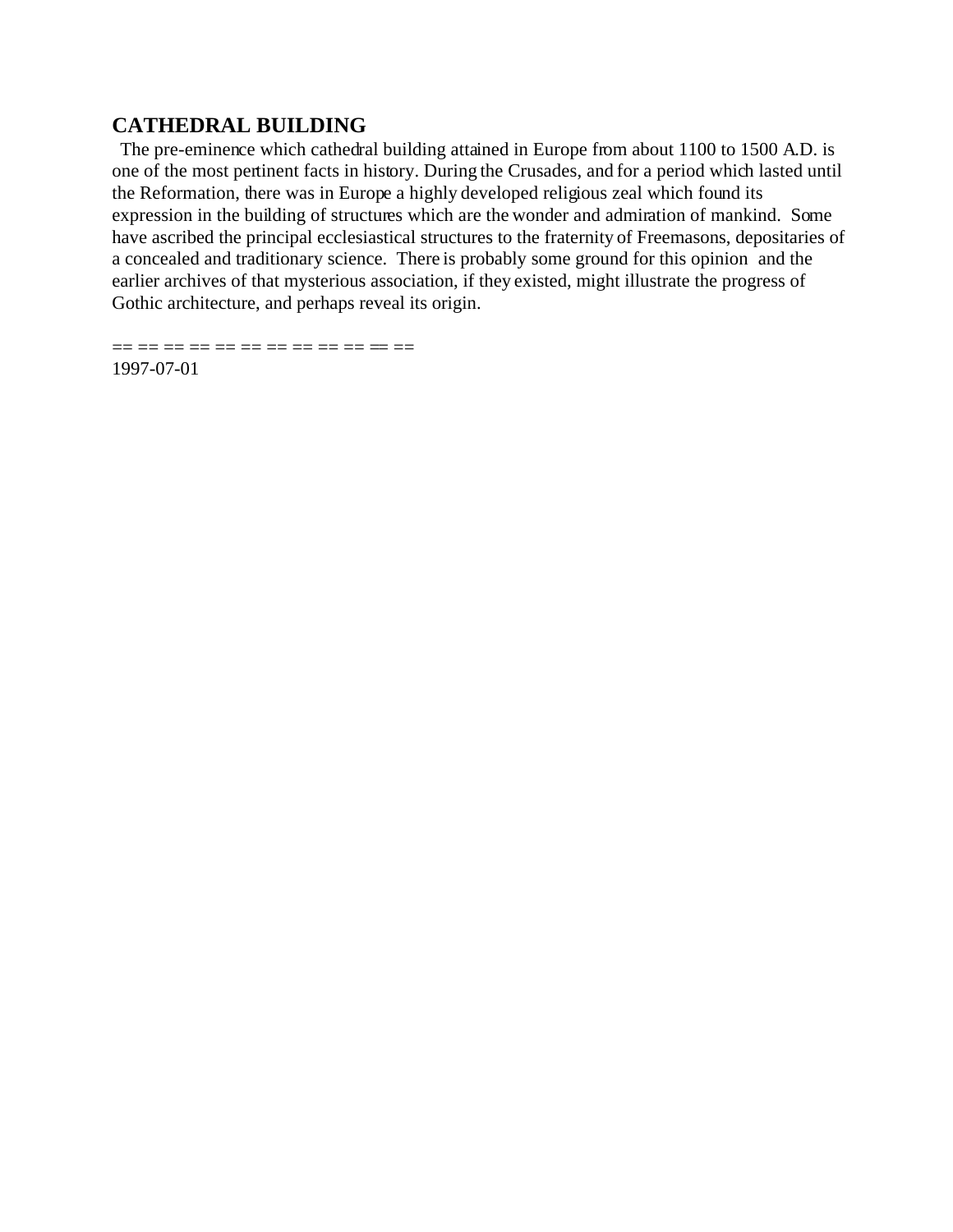## CATHEDRAL BUILDING

The pre-eminence which cathedral building attained in Europe from about 1100 to 1500 A.D. is one of the most pertinent facts in history. During the Crusades, and for a period which lasted until the Reformation, there was in Europe a highly developed religious zeal which found its expression in the building of structures which are the wonder and admiration of mankind. Some have ascribed the principal ecclesiastical structures to the fraternity of Freemasons, depositaries of a concealed and traditionary science. There is probably some ground for this opinion and the earlier archives of that mysterious association, if they existed, might illustrate the progress of Gothic architecture, and perhaps reveal its origin.

== == == == == == == == == == == ==
1997-07-01